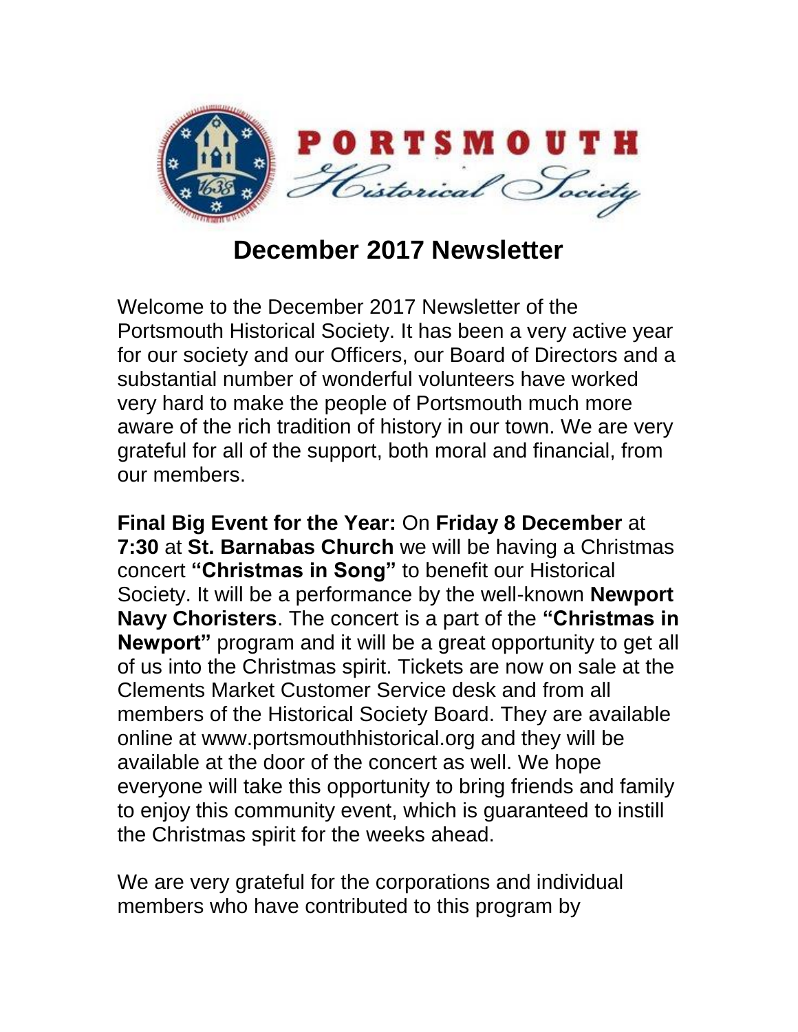PORTSMOUTH Historical Society

# December 2017 Newsletter

Welcome to the December 2017 Newsletter of the Portsmouth Historical Society. It has been a very active year for our society and our Officers, our Board of Directors and a substantial number of wonderful volunteers have worked very hard to make the people of Portsmouth much more aware of the rich tradition of history in our town. We are very grateful for all of the support, both moral and financial, from our members.

**Final Big Event for the Year:** On **Friday 8 December** at **7:30** at **St. Barnabas Church** we will be having a Christmas concert **"Christmas in Song"** to benefit our Historical Society. It will be a performance by the well-known **Newport Navy Choristers**. The concert is a part of the **"Christmas in Newport"** program and it will be a great opportunity to get all of us into the Christmas spirit. Tickets are now on sale at the Clements Market Customer Service desk and from all members of the Historical Society Board. They are available online at www.portsmouthhistorical.org and they will be available at the door of the concert as well. We hope everyone will take this opportunity to bring friends and family to enjoy this community event, which is guaranteed to instill the Christmas spirit for the weeks ahead.

We are very grateful for the corporations and individual members who have contributed to this program by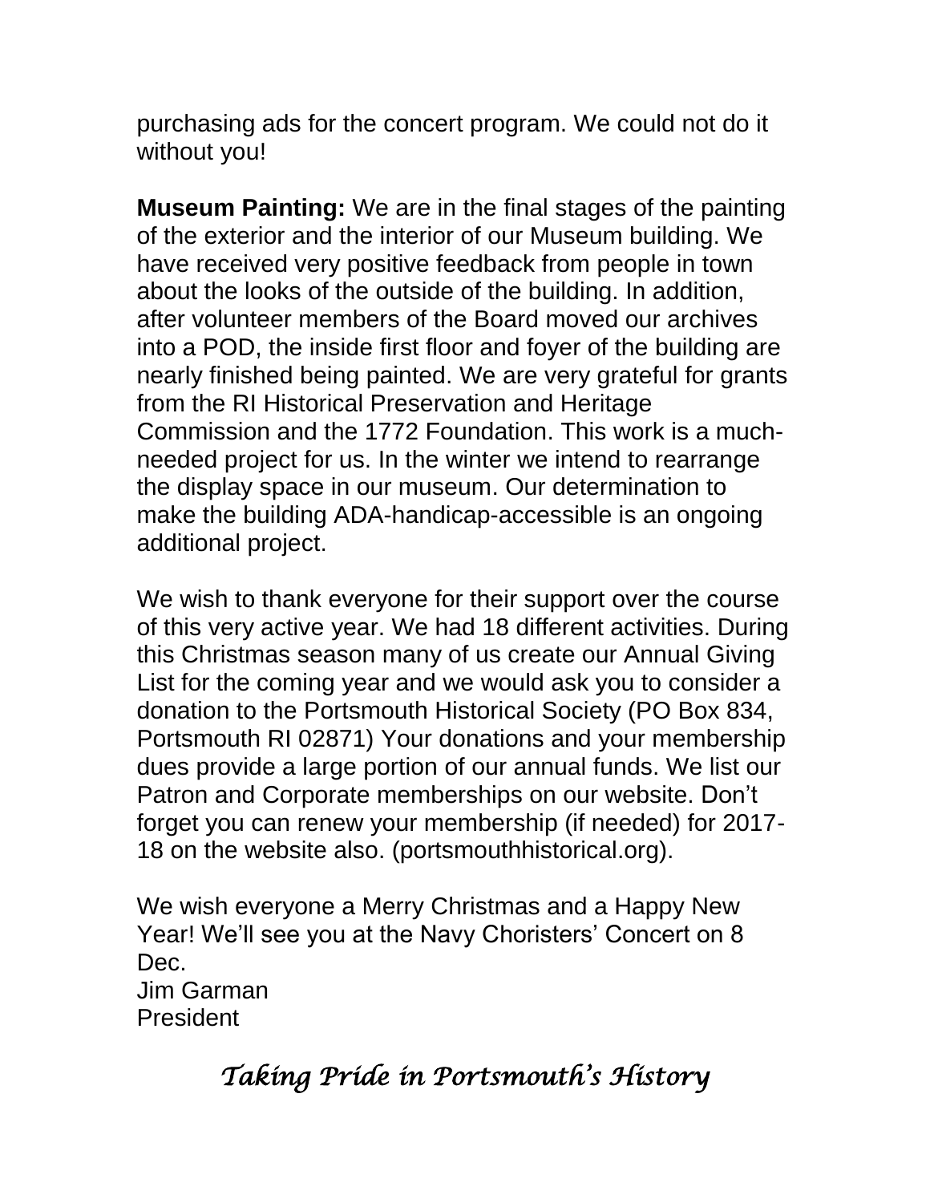purchasing ads for the concert program. We could not do it without you!

**Museum Painting:** We are in the final stages of the painting of the exterior and the interior of our Museum building. We have received very positive feedback from people in town about the looks of the outside of the building. In addition, after volunteer members of the Board moved our archives into a POD, the inside first floor and foyer of the building are nearly finished being painted. We are very grateful for grants from the RI Historical Preservation and Heritage Commission and the 1772 Foundation. This work is a much-needed project for us. In the winter we intend to rearrange the display space in our museum. Our determination to make the building ADA-handicap-accessible is an ongoing additional project.

We wish to thank everyone for their support over the course of this very active year. We had 18 different activities. During this Christmas season many of us create our Annual Giving List for the coming year and we would ask you to consider a donation to the Portsmouth Historical Society (PO Box 834, Portsmouth RI 02871) Your donations and your membership dues provide a large portion of our annual funds. We list our Patron and Corporate memberships on our website. Don't forget you can renew your membership (if needed) for 2017-18 on the website also. (portsmouthhistorical.org).

We wish everyone a Merry Christmas and a Happy New Year! We'll see you at the Navy Choristers' Concert on 8 Dec.
Jim Garman
President

*Taking Pride in Portsmouth's History*